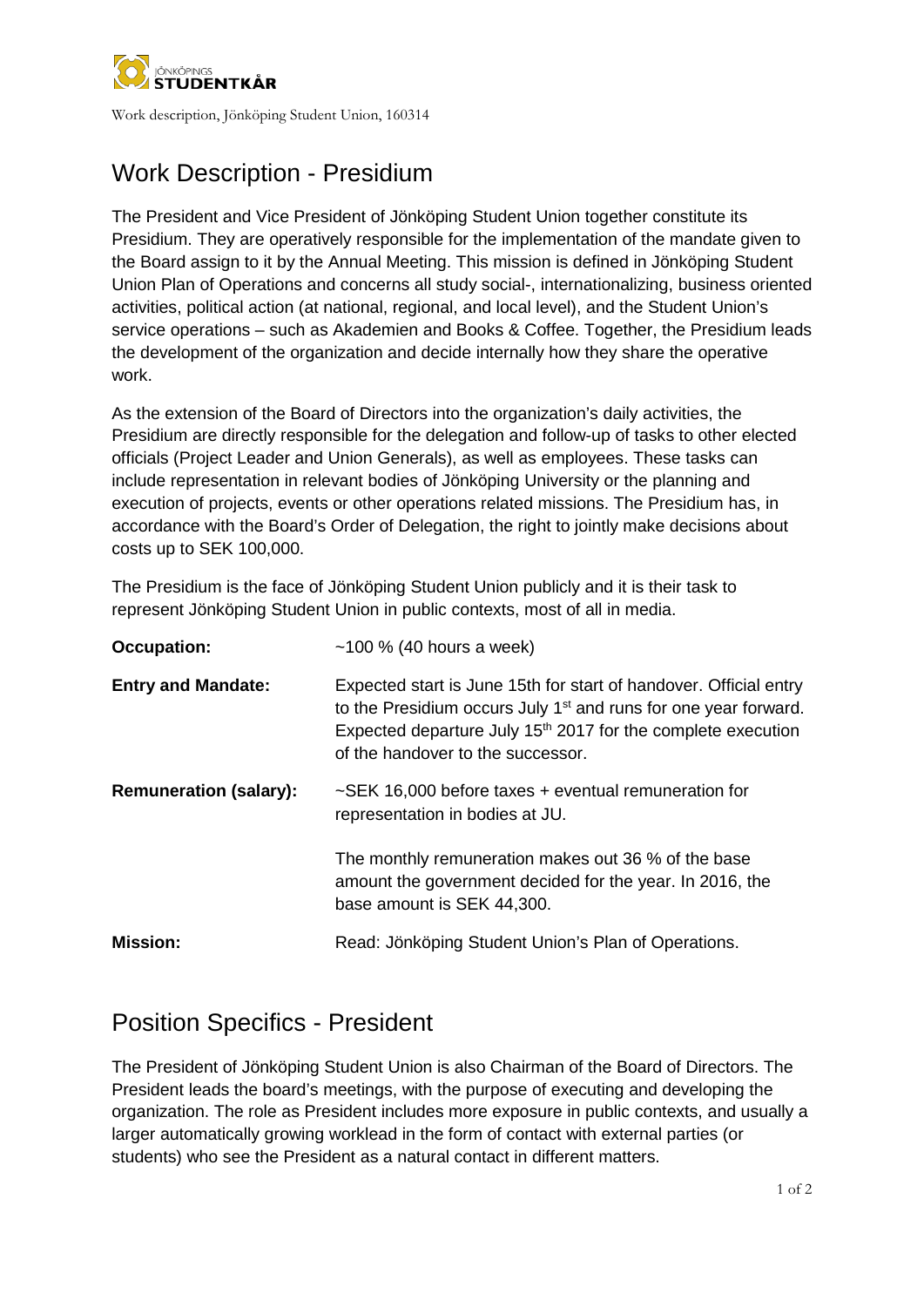Work description, Jönköping Student Union, 160314

# Work Description - Presidium

The President and Vice President of Jönköping Student Union together constitute its Presidium. They are operatively responsible for the implementation of the mandate given to the Board assign to it by the Annual Meeting. This mission is defined in Jönköping Student Union Plan of Operations and concerns all study social-, internationalizing, business oriented activities, political action (at national, regional, and local level), and the Student Union's service operations – such as Akademien and Books & Coffee. Together, the Presidium leads the development of the organization and decide internally how they share the operative work.

As the extension of the Board of Directors into the organization's daily activities, the Presidium are directly responsible for the delegation and follow-up of tasks to other elected officials (Project Leader and Union Generals), as well as employees. These tasks can include representation in relevant bodies of Jönköping University or the planning and execution of projects, events or other operations related missions. The Presidium has, in accordance with the Board's Order of Delegation, the right to jointly make decisions about costs up to SEK 100,000.

The Presidium is the face of Jönköping Student Union publicly and it is their task to represent Jönköping Student Union in public contexts, most of all in media.

| | |
|---|---|
| **Occupation:** | ~100 % (40 hours a week) |
| **Entry and Mandate:** | Expected start is June 15th for start of handover. Official entry to the Presidium occurs July 1st and runs for one year forward. Expected departure July 15th 2017 for the complete execution of the handover to the successor. |
| **Remuneration (salary):** | ~SEK 16,000 before taxes + eventual remuneration for representation in bodies at JU. The monthly remuneration makes out 36 % of the base amount the government decided for the year. In 2016, the base amount is SEK 44,300. |
| **Mission:** | Read: Jönköping Student Union's Plan of Operations. |

# Position Specifics - President

The President of Jönköping Student Union is also Chairman of the Board of Directors. The President leads the board's meetings, with the purpose of executing and developing the organization. The role as President includes more exposure in public contexts, and usually a larger automatically growing worklead in the form of contact with external parties (or students) who see the President as a natural contact in different matters.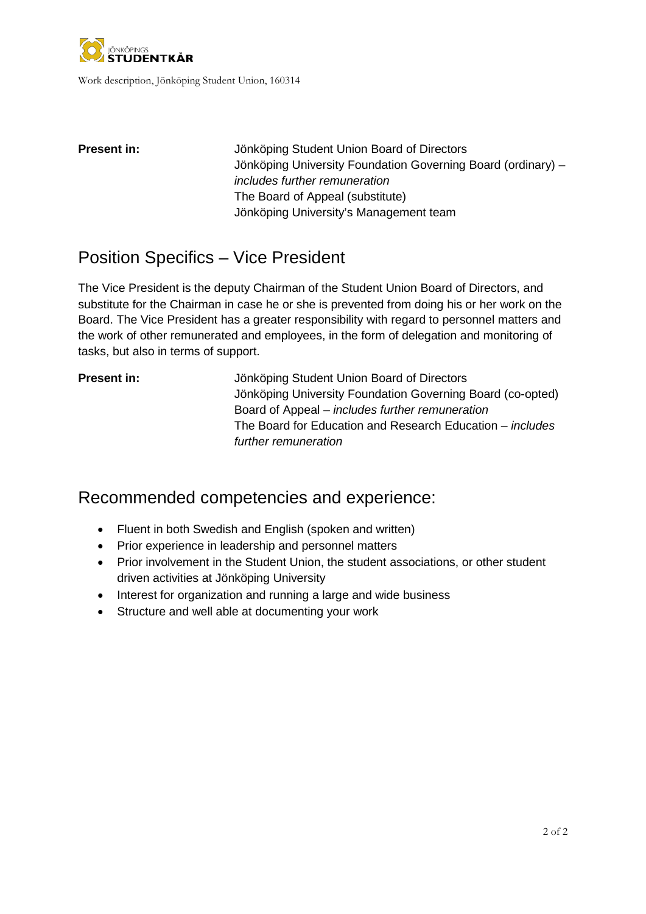**Present in:** Jönköping Student Union Board of Directors
Jönköping University Foundation Governing Board (ordinary) – *includes further remuneration*
The Board of Appeal (substitute)
Jönköping University's Management team

## Position Specifics – Vice President

The Vice President is the deputy Chairman of the Student Union Board of Directors, and substitute for the Chairman in case he or she is prevented from doing his or her work on the Board. The Vice President has a greater responsibility with regard to personnel matters and the work of other remunerated and employees, in the form of delegation and monitoring of tasks, but also in terms of support.

**Present in:** Jönköping Student Union Board of Directors
Jönköping University Foundation Governing Board (co-opted)
Board of Appeal – *includes further remuneration*
The Board for Education and Research Education – *includes further remuneration*

## Recommended competencies and experience:

- Fluent in both Swedish and English (spoken and written)
- Prior experience in leadership and personnel matters
- Prior involvement in the Student Union, the student associations, or other student driven activities at Jönköping University
- Interest for organization and running a large and wide business
- Structure and well able at documenting your work